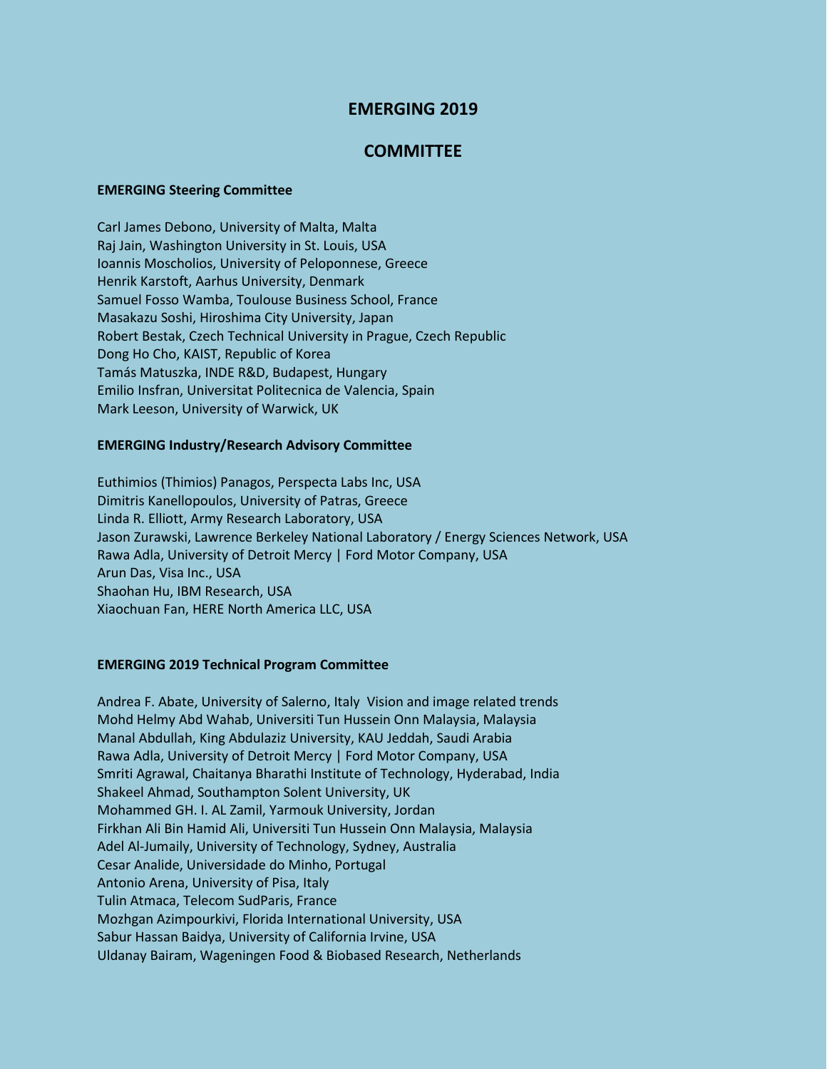# EMERGING 2019

## COMMITTEE

### EMERGING Steering Committee

Carl James Debono, University of Malta, Malta
Raj Jain, Washington University in St. Louis, USA
Ioannis Moscholios, University of Peloponnese, Greece
Henrik Karstoft, Aarhus University, Denmark
Samuel Fosso Wamba, Toulouse Business School, France
Masakazu Soshi, Hiroshima City University, Japan
Robert Bestak, Czech Technical University in Prague, Czech Republic
Dong Ho Cho, KAIST, Republic of Korea
Tamás Matuszka, INDE R&D, Budapest, Hungary
Emilio Insfran, Universitat Politecnica de Valencia, Spain
Mark Leeson, University of Warwick, UK

### EMERGING Industry/Research Advisory Committee

Euthimios (Thimios) Panagos, Perspecta Labs Inc, USA
Dimitris Kanellopoulos, University of Patras, Greece
Linda R. Elliott, Army Research Laboratory, USA
Jason Zurawski, Lawrence Berkeley National Laboratory / Energy Sciences Network, USA
Rawa Adla, University of Detroit Mercy | Ford Motor Company, USA
Arun Das, Visa Inc., USA
Shaohan Hu, IBM Research, USA
Xiaochuan Fan, HERE North America LLC, USA

### EMERGING 2019 Technical Program Committee

Andrea F. Abate, University of Salerno, Italy Vision and image related trends
Mohd Helmy Abd Wahab, Universiti Tun Hussein Onn Malaysia, Malaysia
Manal Abdullah, King Abdulaziz University, KAU Jeddah, Saudi Arabia
Rawa Adla, University of Detroit Mercy | Ford Motor Company, USA
Smriti Agrawal, Chaitanya Bharathi Institute of Technology, Hyderabad, India
Shakeel Ahmad, Southampton Solent University, UK
Mohammed GH. I. AL Zamil, Yarmouk University, Jordan
Firkhan Ali Bin Hamid Ali, Universiti Tun Hussein Onn Malaysia, Malaysia
Adel Al-Jumaily, University of Technology, Sydney, Australia
Cesar Analide, Universidade do Minho, Portugal
Antonio Arena, University of Pisa, Italy
Tulin Atmaca, Telecom SudParis, France
Mozhgan Azimpourkivi, Florida International University, USA
Sabur Hassan Baidya, University of California Irvine, USA
Uldanay Bairam, Wageningen Food & Biobased Research, Netherlands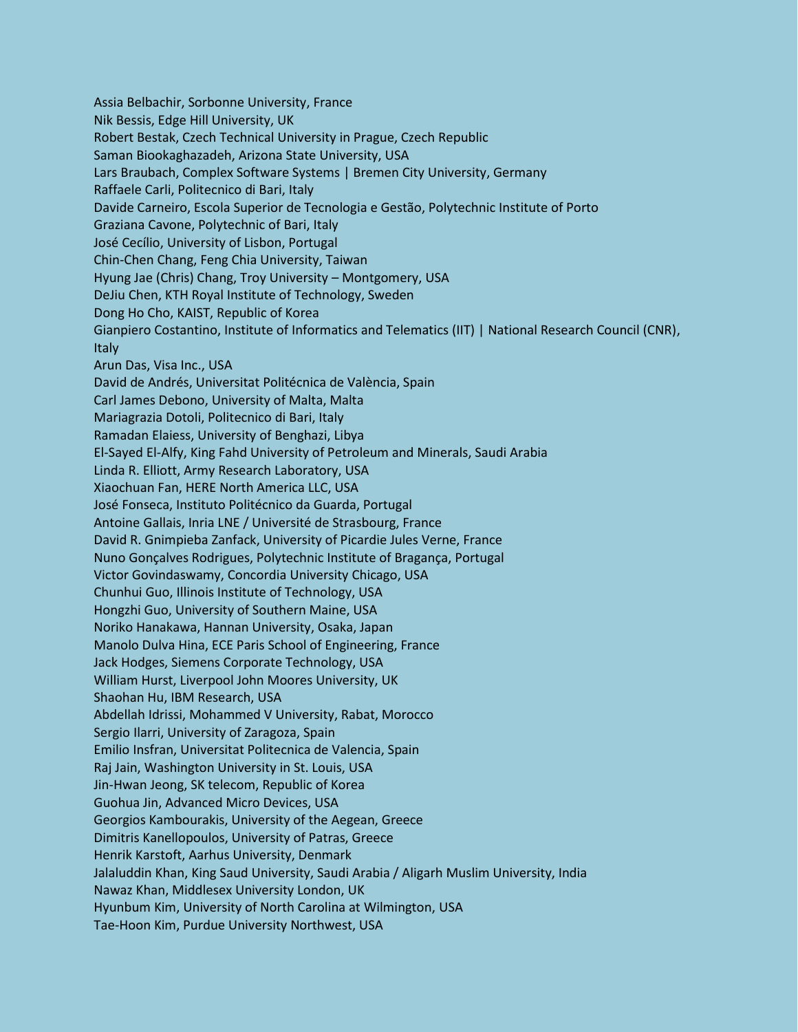Assia Belbachir, Sorbonne University, France
Nik Bessis, Edge Hill University, UK
Robert Bestak, Czech Technical University in Prague, Czech Republic
Saman Biookaghazadeh, Arizona State University, USA
Lars Braubach, Complex Software Systems | Bremen City University, Germany
Raffaele Carli, Politecnico di Bari, Italy
Davide Carneiro, Escola Superior de Tecnologia e Gestão, Polytechnic Institute of Porto
Graziana Cavone, Polytechnic of Bari, Italy
José Cecílio, University of Lisbon, Portugal
Chin-Chen Chang, Feng Chia University, Taiwan
Hyung Jae (Chris) Chang, Troy University – Montgomery, USA
DeJiu Chen, KTH Royal Institute of Technology, Sweden
Dong Ho Cho, KAIST, Republic of Korea
Gianpiero Costantino, Institute of Informatics and Telematics (IIT) | National Research Council (CNR), Italy
Arun Das, Visa Inc., USA
David de Andrés, Universitat Politécnica de València, Spain
Carl James Debono, University of Malta, Malta
Mariagrazia Dotoli, Politecnico di Bari, Italy
Ramadan Elaiess, University of Benghazi, Libya
El-Sayed El-Alfy, King Fahd University of Petroleum and Minerals, Saudi Arabia
Linda R. Elliott, Army Research Laboratory, USA
Xiaochuan Fan, HERE North America LLC, USA
José Fonseca, Instituto Politécnico da Guarda, Portugal
Antoine Gallais, Inria LNE / Université de Strasbourg, France
David R. Gnimpieba Zanfack, University of Picardie Jules Verne, France
Nuno Gonçalves Rodrigues, Polytechnic Institute of Bragança, Portugal
Victor Govindaswamy, Concordia University Chicago, USA
Chunhui Guo, Illinois Institute of Technology, USA
Hongzhi Guo, University of Southern Maine, USA
Noriko Hanakawa, Hannan University, Osaka, Japan
Manolo Dulva Hina, ECE Paris School of Engineering, France
Jack Hodges, Siemens Corporate Technology, USA
William Hurst, Liverpool John Moores University, UK
Shaohan Hu, IBM Research, USA
Abdellah Idrissi, Mohammed V University, Rabat, Morocco
Sergio Ilarri, University of Zaragoza, Spain
Emilio Insfran, Universitat Politecnica de Valencia, Spain
Raj Jain, Washington University in St. Louis, USA
Jin-Hwan Jeong, SK telecom, Republic of Korea
Guohua Jin, Advanced Micro Devices, USA
Georgios Kambourakis, University of the Aegean, Greece
Dimitris Kanellopoulos, University of Patras, Greece
Henrik Karstoft, Aarhus University, Denmark
Jalaluddin Khan, King Saud University, Saudi Arabia / Aligarh Muslim University, India
Nawaz Khan, Middlesex University London, UK
Hyunbum Kim, University of North Carolina at Wilmington, USA
Tae-Hoon Kim, Purdue University Northwest, USA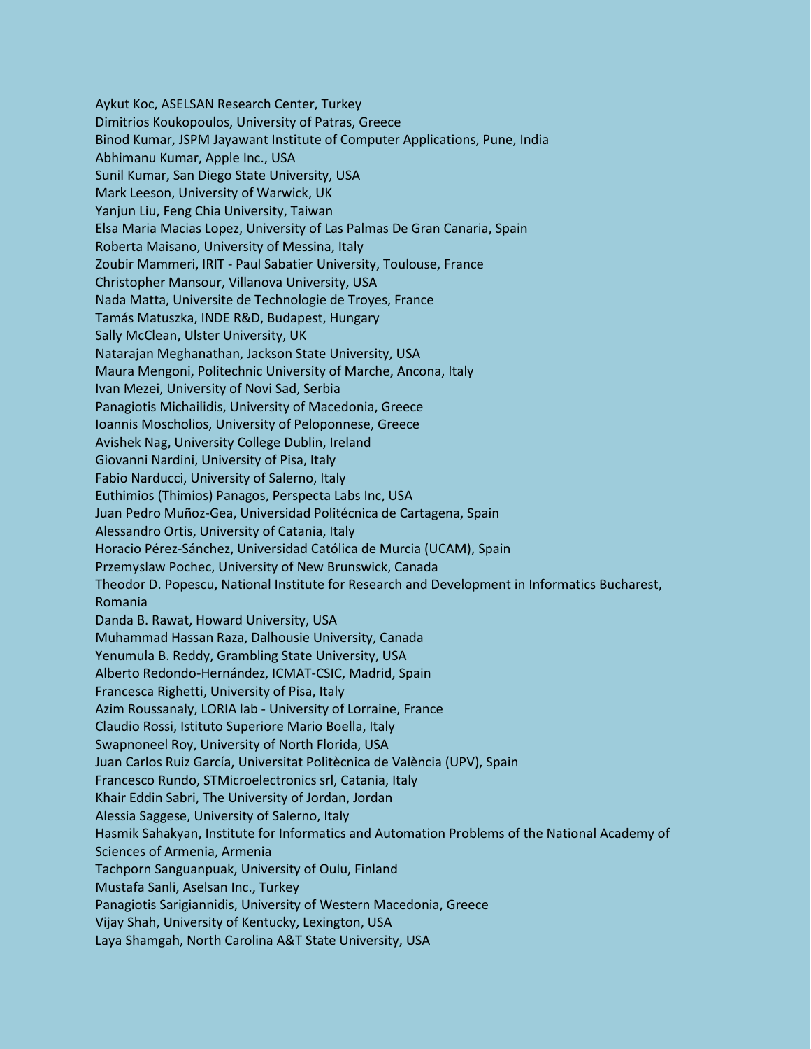Aykut Koc, ASELSAN Research Center, Turkey
Dimitrios Koukopoulos, University of Patras, Greece
Binod Kumar, JSPM Jayawant Institute of Computer Applications, Pune, India
Abhimanu Kumar, Apple Inc., USA
Sunil Kumar, San Diego State University, USA
Mark Leeson, University of Warwick, UK
Yanjun Liu, Feng Chia University, Taiwan
Elsa Maria Macias Lopez, University of Las Palmas De Gran Canaria, Spain
Roberta Maisano, University of Messina, Italy
Zoubir Mammeri, IRIT - Paul Sabatier University, Toulouse, France
Christopher Mansour, Villanova University, USA
Nada Matta, Universite de Technologie de Troyes, France
Tamás Matuszka, INDE R&D, Budapest, Hungary
Sally McClean, Ulster University, UK
Natarajan Meghanathan, Jackson State University, USA
Maura Mengoni, Politechnic University of Marche, Ancona, Italy
Ivan Mezei, University of Novi Sad, Serbia
Panagiotis Michailidis, University of Macedonia, Greece
Ioannis Moscholios, University of Peloponnese, Greece
Avishek Nag, University College Dublin, Ireland
Giovanni Nardini, University of Pisa, Italy
Fabio Narducci, University of Salerno, Italy
Euthimios (Thimios) Panagos, Perspecta Labs Inc, USA
Juan Pedro Muñoz-Gea, Universidad Politécnica de Cartagena, Spain
Alessandro Ortis, University of Catania, Italy
Horacio Pérez-Sánchez, Universidad Católica de Murcia (UCAM), Spain
Przemyslaw Pochec, University of New Brunswick, Canada
Theodor D. Popescu, National Institute for Research and Development in Informatics Bucharest, Romania
Danda B. Rawat, Howard University, USA
Muhammad Hassan Raza, Dalhousie University, Canada
Yenumula B. Reddy, Grambling State University, USA
Alberto Redondo-Hernández, ICMAT-CSIC, Madrid, Spain
Francesca Righetti, University of Pisa, Italy
Azim Roussanaly, LORIA lab - University of Lorraine, France
Claudio Rossi, Istituto Superiore Mario Boella, Italy
Swapnoneel Roy, University of North Florida, USA
Juan Carlos Ruiz García, Universitat Politècnica de València (UPV), Spain
Francesco Rundo, STMicroelectronics srl, Catania, Italy
Khair Eddin Sabri, The University of Jordan, Jordan
Alessia Saggese, University of Salerno, Italy
Hasmik Sahakyan, Institute for Informatics and Automation Problems of the National Academy of Sciences of Armenia, Armenia
Tachporn Sanguanpuak, University of Oulu, Finland
Mustafa Sanli, Aselsan Inc., Turkey
Panagiotis Sarigiannidis, University of Western Macedonia, Greece
Vijay Shah, University of Kentucky, Lexington, USA
Laya Shamgah, North Carolina A&T State University, USA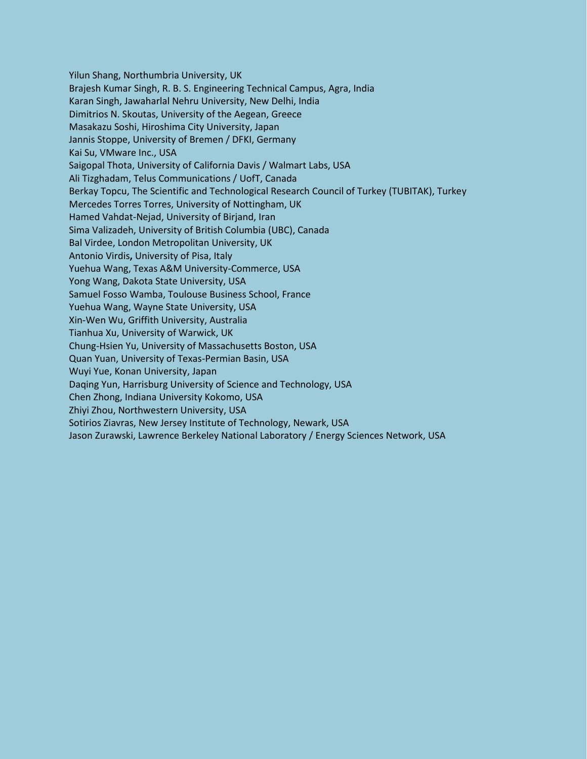Yilun Shang, Northumbria University, UK
Brajesh Kumar Singh, R. B. S. Engineering Technical Campus, Agra, India
Karan Singh, Jawaharlal Nehru University, New Delhi, India
Dimitrios N. Skoutas, University of the Aegean, Greece
Masakazu Soshi, Hiroshima City University, Japan
Jannis Stoppe, University of Bremen / DFKI, Germany
Kai Su, VMware Inc., USA
Saigopal Thota, University of California Davis / Walmart Labs, USA
Ali Tizghadam, Telus Communications / UofT, Canada
Berkay Topcu, The Scientific and Technological Research Council of Turkey (TUBITAK), Turkey
Mercedes Torres Torres, University of Nottingham, UK
Hamed Vahdat-Nejad, University of Birjand, Iran
Sima Valizadeh, University of British Columbia (UBC), Canada
Bal Virdee, London Metropolitan University, UK
Antonio Virdis**,** University of Pisa, Italy
Yuehua Wang, Texas A&M University-Commerce, USA
Yong Wang, Dakota State University, USA
Samuel Fosso Wamba, Toulouse Business School, France
Yuehua Wang, Wayne State University, USA
Xin-Wen Wu, Griffith University, Australia
Tianhua Xu, University of Warwick, UK
Chung-Hsien Yu, University of Massachusetts Boston, USA
Quan Yuan, University of Texas-Permian Basin, USA
Wuyi Yue, Konan University, Japan
Daqing Yun, Harrisburg University of Science and Technology, USA
Chen Zhong, Indiana University Kokomo, USA
Zhiyi Zhou, Northwestern University, USA
Sotirios Ziavras, New Jersey Institute of Technology, Newark, USA
Jason Zurawski, Lawrence Berkeley National Laboratory / Energy Sciences Network, USA